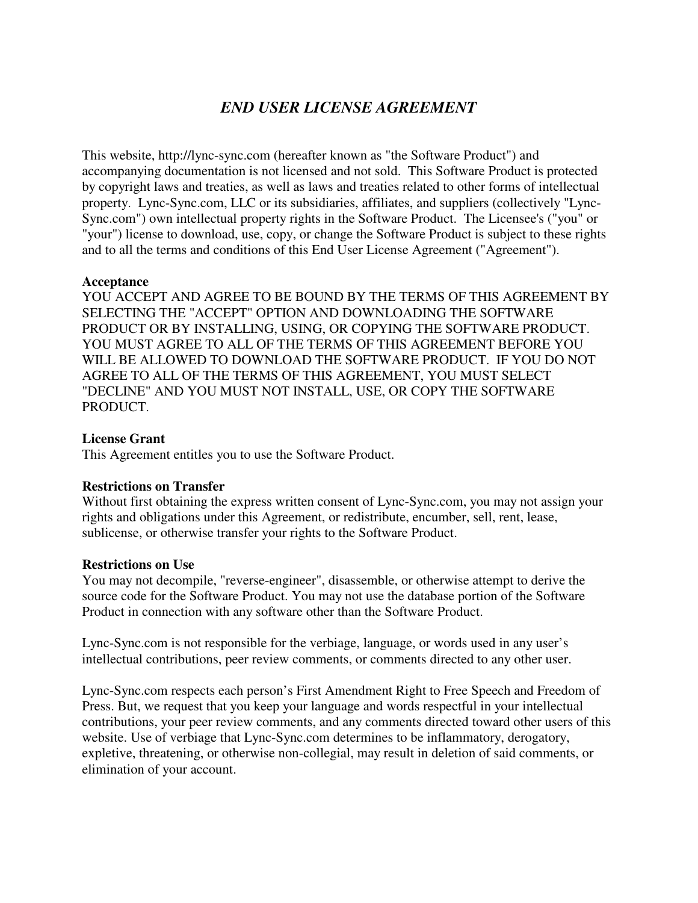# *END USER LICENSE AGREEMENT*

This website, http://lync-sync.com (hereafter known as "the Software Product") and accompanying documentation is not licensed and not sold. This Software Product is protected by copyright laws and treaties, as well as laws and treaties related to other forms of intellectual property. Lync-Sync.com, LLC or its subsidiaries, affiliates, and suppliers (collectively "Lync-Sync.com") own intellectual property rights in the Software Product. The Licensee's ("you" or "your") license to download, use, copy, or change the Software Product is subject to these rights and to all the terms and conditions of this End User License Agreement ("Agreement").

**Acceptance**

YOU ACCEPT AND AGREE TO BE BOUND BY THE TERMS OF THIS AGREEMENT BY SELECTING THE "ACCEPT" OPTION AND DOWNLOADING THE SOFTWARE PRODUCT OR BY INSTALLING, USING, OR COPYING THE SOFTWARE PRODUCT. YOU MUST AGREE TO ALL OF THE TERMS OF THIS AGREEMENT BEFORE YOU WILL BE ALLOWED TO DOWNLOAD THE SOFTWARE PRODUCT. IF YOU DO NOT AGREE TO ALL OF THE TERMS OF THIS AGREEMENT, YOU MUST SELECT "DECLINE" AND YOU MUST NOT INSTALL, USE, OR COPY THE SOFTWARE PRODUCT.

**License Grant**

This Agreement entitles you to use the Software Product.

**Restrictions on Transfer**

Without first obtaining the express written consent of Lync-Sync.com, you may not assign your rights and obligations under this Agreement, or redistribute, encumber, sell, rent, lease, sublicense, or otherwise transfer your rights to the Software Product.

**Restrictions on Use**

You may not decompile, "reverse-engineer", disassemble, or otherwise attempt to derive the source code for the Software Product. You may not use the database portion of the Software Product in connection with any software other than the Software Product.

Lync-Sync.com is not responsible for the verbiage, language, or words used in any user's intellectual contributions, peer review comments, or comments directed to any other user.

Lync-Sync.com respects each person's First Amendment Right to Free Speech and Freedom of Press. But, we request that you keep your language and words respectful in your intellectual contributions, your peer review comments, and any comments directed toward other users of this website. Use of verbiage that Lync-Sync.com determines to be inflammatory, derogatory, expletive, threatening, or otherwise non-collegial, may result in deletion of said comments, or elimination of your account.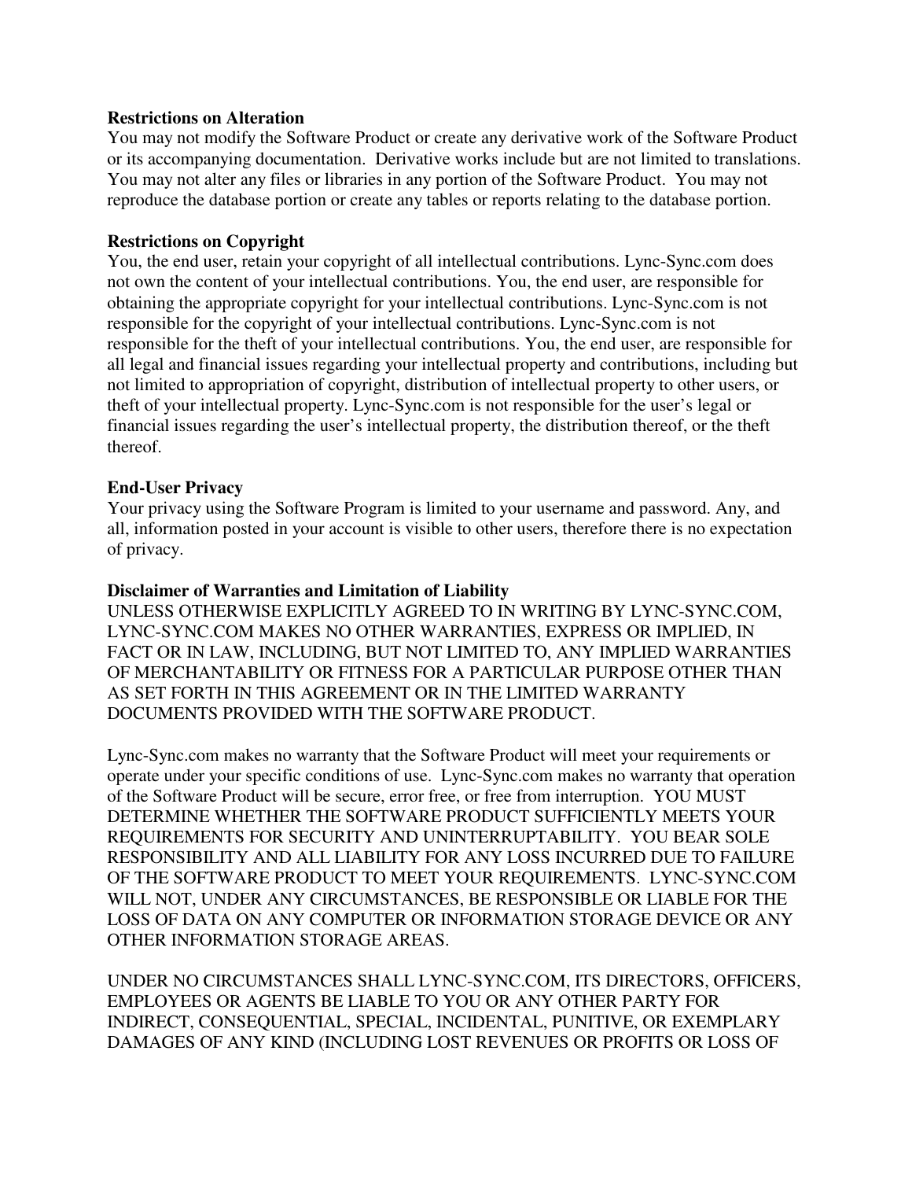**Restrictions on Alteration**

You may not modify the Software Product or create any derivative work of the Software Product or its accompanying documentation. Derivative works include but are not limited to translations. You may not alter any files or libraries in any portion of the Software Product. You may not reproduce the database portion or create any tables or reports relating to the database portion.

**Restrictions on Copyright**

You, the end user, retain your copyright of all intellectual contributions. Lync-Sync.com does not own the content of your intellectual contributions. You, the end user, are responsible for obtaining the appropriate copyright for your intellectual contributions. Lync-Sync.com is not responsible for the copyright of your intellectual contributions. Lync-Sync.com is not responsible for the theft of your intellectual contributions. You, the end user, are responsible for all legal and financial issues regarding your intellectual property and contributions, including but not limited to appropriation of copyright, distribution of intellectual property to other users, or theft of your intellectual property. Lync-Sync.com is not responsible for the user's legal or financial issues regarding the user's intellectual property, the distribution thereof, or the theft thereof.

**End-User Privacy**

Your privacy using the Software Program is limited to your username and password. Any, and all, information posted in your account is visible to other users, therefore there is no expectation of privacy.

**Disclaimer of Warranties and Limitation of Liability**

UNLESS OTHERWISE EXPLICITLY AGREED TO IN WRITING BY LYNC-SYNC.COM, LYNC-SYNC.COM MAKES NO OTHER WARRANTIES, EXPRESS OR IMPLIED, IN FACT OR IN LAW, INCLUDING, BUT NOT LIMITED TO, ANY IMPLIED WARRANTIES OF MERCHANTABILITY OR FITNESS FOR A PARTICULAR PURPOSE OTHER THAN AS SET FORTH IN THIS AGREEMENT OR IN THE LIMITED WARRANTY DOCUMENTS PROVIDED WITH THE SOFTWARE PRODUCT.

Lync-Sync.com makes no warranty that the Software Product will meet your requirements or operate under your specific conditions of use. Lync-Sync.com makes no warranty that operation of the Software Product will be secure, error free, or free from interruption. YOU MUST DETERMINE WHETHER THE SOFTWARE PRODUCT SUFFICIENTLY MEETS YOUR REQUIREMENTS FOR SECURITY AND UNINTERRUPTABILITY. YOU BEAR SOLE RESPONSIBILITY AND ALL LIABILITY FOR ANY LOSS INCURRED DUE TO FAILURE OF THE SOFTWARE PRODUCT TO MEET YOUR REQUIREMENTS. LYNC-SYNC.COM WILL NOT, UNDER ANY CIRCUMSTANCES, BE RESPONSIBLE OR LIABLE FOR THE LOSS OF DATA ON ANY COMPUTER OR INFORMATION STORAGE DEVICE OR ANY OTHER INFORMATION STORAGE AREAS.

UNDER NO CIRCUMSTANCES SHALL LYNC-SYNC.COM, ITS DIRECTORS, OFFICERS, EMPLOYEES OR AGENTS BE LIABLE TO YOU OR ANY OTHER PARTY FOR INDIRECT, CONSEQUENTIAL, SPECIAL, INCIDENTAL, PUNITIVE, OR EXEMPLARY DAMAGES OF ANY KIND (INCLUDING LOST REVENUES OR PROFITS OR LOSS OF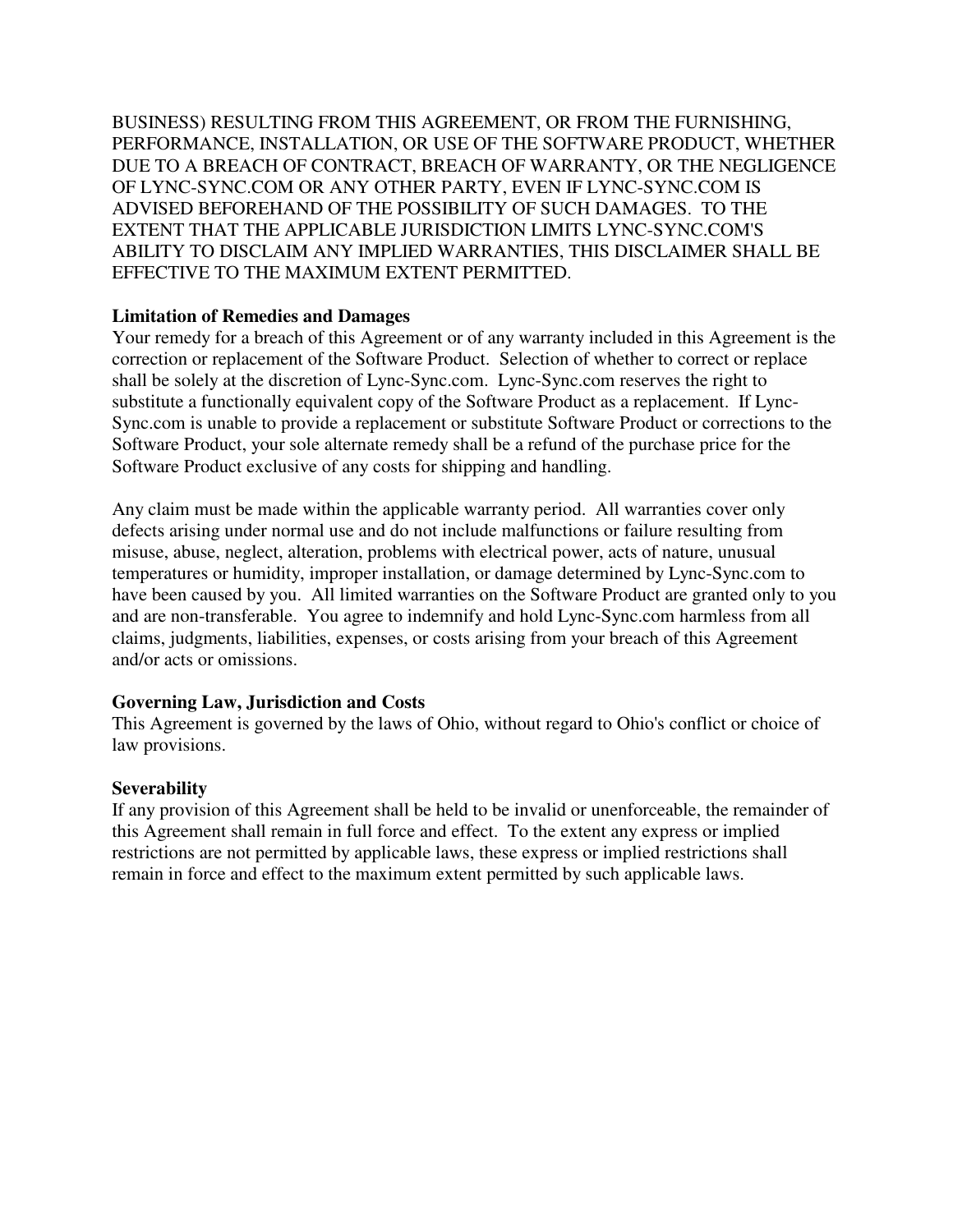BUSINESS) RESULTING FROM THIS AGREEMENT, OR FROM THE FURNISHING, PERFORMANCE, INSTALLATION, OR USE OF THE SOFTWARE PRODUCT, WHETHER DUE TO A BREACH OF CONTRACT, BREACH OF WARRANTY, OR THE NEGLIGENCE OF LYNC-SYNC.COM OR ANY OTHER PARTY, EVEN IF LYNC-SYNC.COM IS ADVISED BEFOREHAND OF THE POSSIBILITY OF SUCH DAMAGES. TO THE EXTENT THAT THE APPLICABLE JURISDICTION LIMITS LYNC-SYNC.COM'S ABILITY TO DISCLAIM ANY IMPLIED WARRANTIES, THIS DISCLAIMER SHALL BE EFFECTIVE TO THE MAXIMUM EXTENT PERMITTED.

**Limitation of Remedies and Damages**

Your remedy for a breach of this Agreement or of any warranty included in this Agreement is the correction or replacement of the Software Product. Selection of whether to correct or replace shall be solely at the discretion of Lync-Sync.com. Lync-Sync.com reserves the right to substitute a functionally equivalent copy of the Software Product as a replacement. If Lync-Sync.com is unable to provide a replacement or substitute Software Product or corrections to the Software Product, your sole alternate remedy shall be a refund of the purchase price for the Software Product exclusive of any costs for shipping and handling.

Any claim must be made within the applicable warranty period. All warranties cover only defects arising under normal use and do not include malfunctions or failure resulting from misuse, abuse, neglect, alteration, problems with electrical power, acts of nature, unusual temperatures or humidity, improper installation, or damage determined by Lync-Sync.com to have been caused by you. All limited warranties on the Software Product are granted only to you and are non-transferable. You agree to indemnify and hold Lync-Sync.com harmless from all claims, judgments, liabilities, expenses, or costs arising from your breach of this Agreement and/or acts or omissions.

**Governing Law, Jurisdiction and Costs**

This Agreement is governed by the laws of Ohio, without regard to Ohio's conflict or choice of law provisions.

**Severability**

If any provision of this Agreement shall be held to be invalid or unenforceable, the remainder of this Agreement shall remain in full force and effect. To the extent any express or implied restrictions are not permitted by applicable laws, these express or implied restrictions shall remain in force and effect to the maximum extent permitted by such applicable laws.